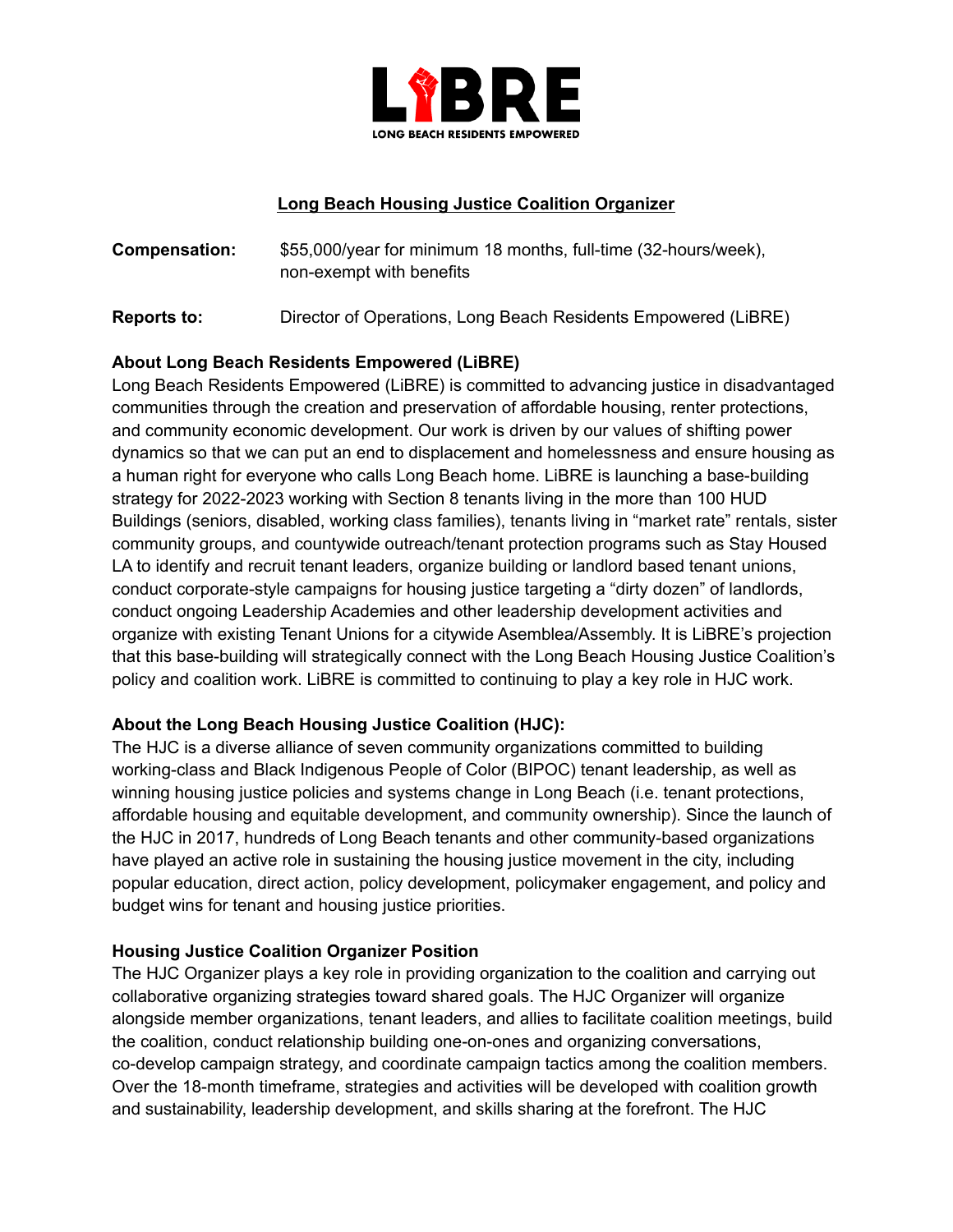LiBRE

LONG BEACH RESIDENTS EMPOWERED

# Long Beach Housing Justice Coalition Organizer

**Compensation:** $55,000/year for minimum 18 months, full-time (32-hours/week), non-exempt with benefits

**Reports to:** Director of Operations, Long Beach Residents Empowered (LiBRE)

**About Long Beach Residents Empowered (LiBRE)**

Long Beach Residents Empowered (LiBRE) is committed to advancing justice in disadvantaged communities through the creation and preservation of affordable housing, renter protections, and community economic development. Our work is driven by our values of shifting power dynamics so that we can put an end to displacement and homelessness and ensure housing as a human right for everyone who calls Long Beach home. LiBRE is launching a base-building strategy for 2022-2023 working with Section 8 tenants living in the more than 100 HUD Buildings (seniors, disabled, working class families), tenants living in "market rate" rentals, sister community groups, and countywide outreach/tenant protection programs such as Stay Housed LA to identify and recruit tenant leaders, organize building or landlord based tenant unions, conduct corporate-style campaigns for housing justice targeting a "dirty dozen" of landlords, conduct ongoing Leadership Academies and other leadership development activities and organize with existing Tenant Unions for a citywide Asemblea/Assembly. It is LiBRE's projection that this base-building will strategically connect with the Long Beach Housing Justice Coalition's policy and coalition work. LiBRE is committed to continuing to play a key role in HJC work.

**About the Long Beach Housing Justice Coalition (HJC):**

The HJC is a diverse alliance of seven community organizations committed to building working-class and Black Indigenous People of Color (BIPOC) tenant leadership, as well as winning housing justice policies and systems change in Long Beach (i.e. tenant protections, affordable housing and equitable development, and community ownership). Since the launch of the HJC in 2017, hundreds of Long Beach tenants and other community-based organizations have played an active role in sustaining the housing justice movement in the city, including popular education, direct action, policy development, policymaker engagement, and policy and budget wins for tenant and housing justice priorities.

**Housing Justice Coalition Organizer Position**

The HJC Organizer plays a key role in providing organization to the coalition and carrying out collaborative organizing strategies toward shared goals. The HJC Organizer will organize alongside member organizations, tenant leaders, and allies to facilitate coalition meetings, build the coalition, conduct relationship building one-on-ones and organizing conversations, co-develop campaign strategy, and coordinate campaign tactics among the coalition members. Over the 18-month timeframe, strategies and activities will be developed with coalition growth and sustainability, leadership development, and skills sharing at the forefront. The HJC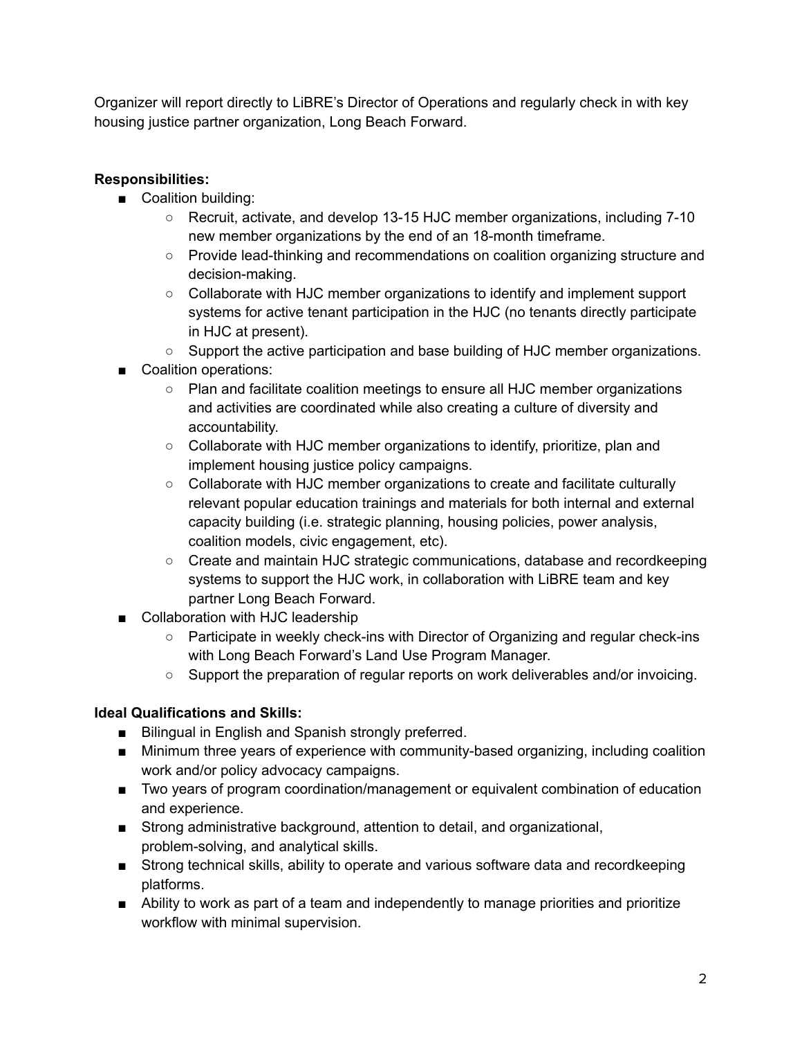Organizer will report directly to LiBRE's Director of Operations and regularly check in with key housing justice partner organization, Long Beach Forward.

**Responsibilities:**

- Coalition building:
  - Recruit, activate, and develop 13-15 HJC member organizations, including 7-10 new member organizations by the end of an 18-month timeframe.
  - Provide lead-thinking and recommendations on coalition organizing structure and decision-making.
  - Collaborate with HJC member organizations to identify and implement support systems for active tenant participation in the HJC (no tenants directly participate in HJC at present).
  - Support the active participation and base building of HJC member organizations.
- Coalition operations:
  - Plan and facilitate coalition meetings to ensure all HJC member organizations and activities are coordinated while also creating a culture of diversity and accountability.
  - Collaborate with HJC member organizations to identify, prioritize, plan and implement housing justice policy campaigns.
  - Collaborate with HJC member organizations to create and facilitate culturally relevant popular education trainings and materials for both internal and external capacity building (i.e. strategic planning, housing policies, power analysis, coalition models, civic engagement, etc).
  - Create and maintain HJC strategic communications, database and recordkeeping systems to support the HJC work, in collaboration with LiBRE team and key partner Long Beach Forward.
- Collaboration with HJC leadership
  - Participate in weekly check-ins with Director of Organizing and regular check-ins with Long Beach Forward's Land Use Program Manager.
  - Support the preparation of regular reports on work deliverables and/or invoicing.

**Ideal Qualifications and Skills:**

- Bilingual in English and Spanish strongly preferred.
- Minimum three years of experience with community-based organizing, including coalition work and/or policy advocacy campaigns.
- Two years of program coordination/management or equivalent combination of education and experience.
- Strong administrative background, attention to detail, and organizational, problem-solving, and analytical skills.
- Strong technical skills, ability to operate and various software data and recordkeeping platforms.
- Ability to work as part of a team and independently to manage priorities and prioritize workflow with minimal supervision.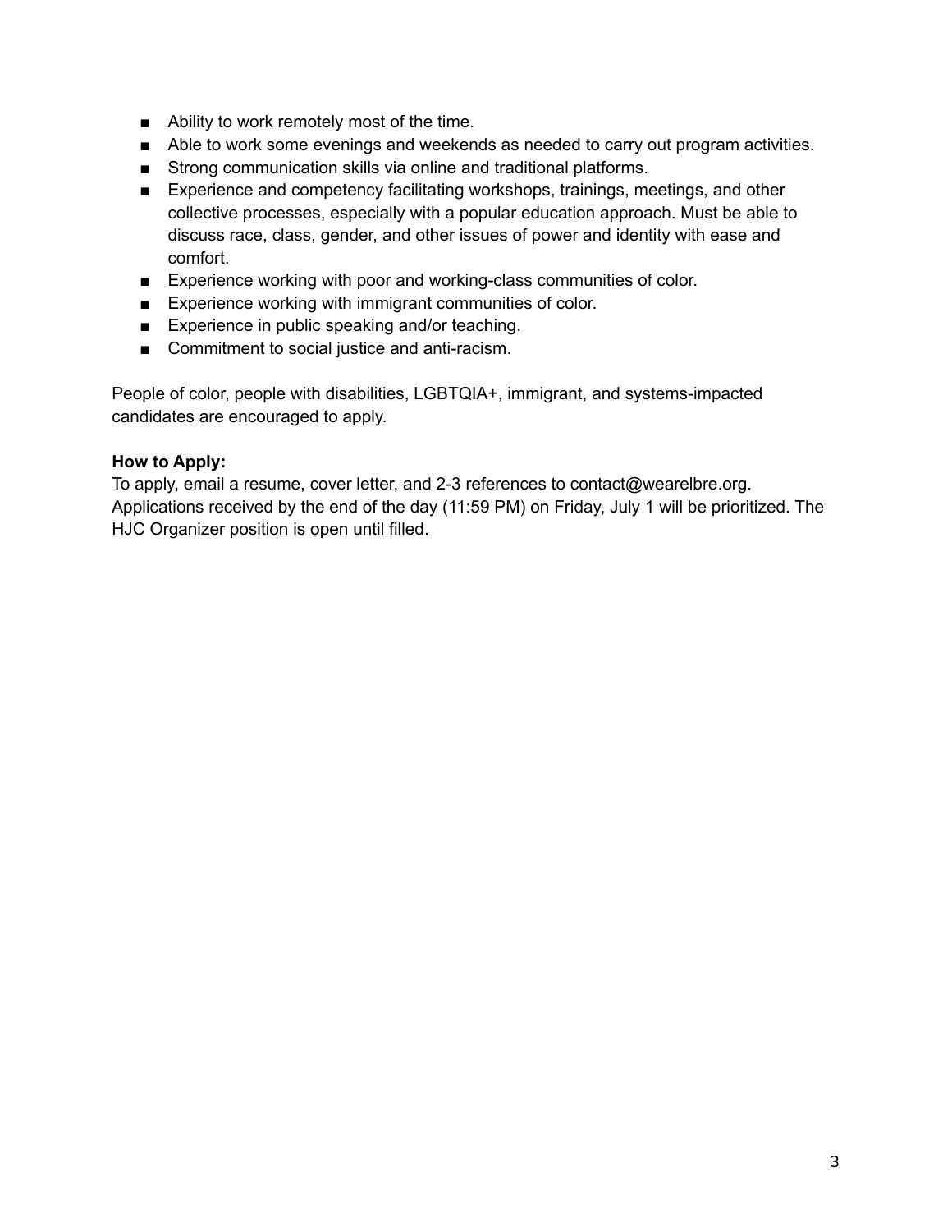- Ability to work remotely most of the time.
- Able to work some evenings and weekends as needed to carry out program activities.
- Strong communication skills via online and traditional platforms.
- Experience and competency facilitating workshops, trainings, meetings, and other collective processes, especially with a popular education approach. Must be able to discuss race, class, gender, and other issues of power and identity with ease and comfort.
- Experience working with poor and working-class communities of color.
- Experience working with immigrant communities of color.
- Experience in public speaking and/or teaching.
- Commitment to social justice and anti-racism.

People of color, people with disabilities, LGBTQIA+, immigrant, and systems-impacted candidates are encouraged to apply.

**How to Apply:**
To apply, email a resume, cover letter, and 2-3 references to contact@wearelbre.org. Applications received by the end of the day (11:59 PM) on Friday, July 1 will be prioritized. The HJC Organizer position is open until filled.